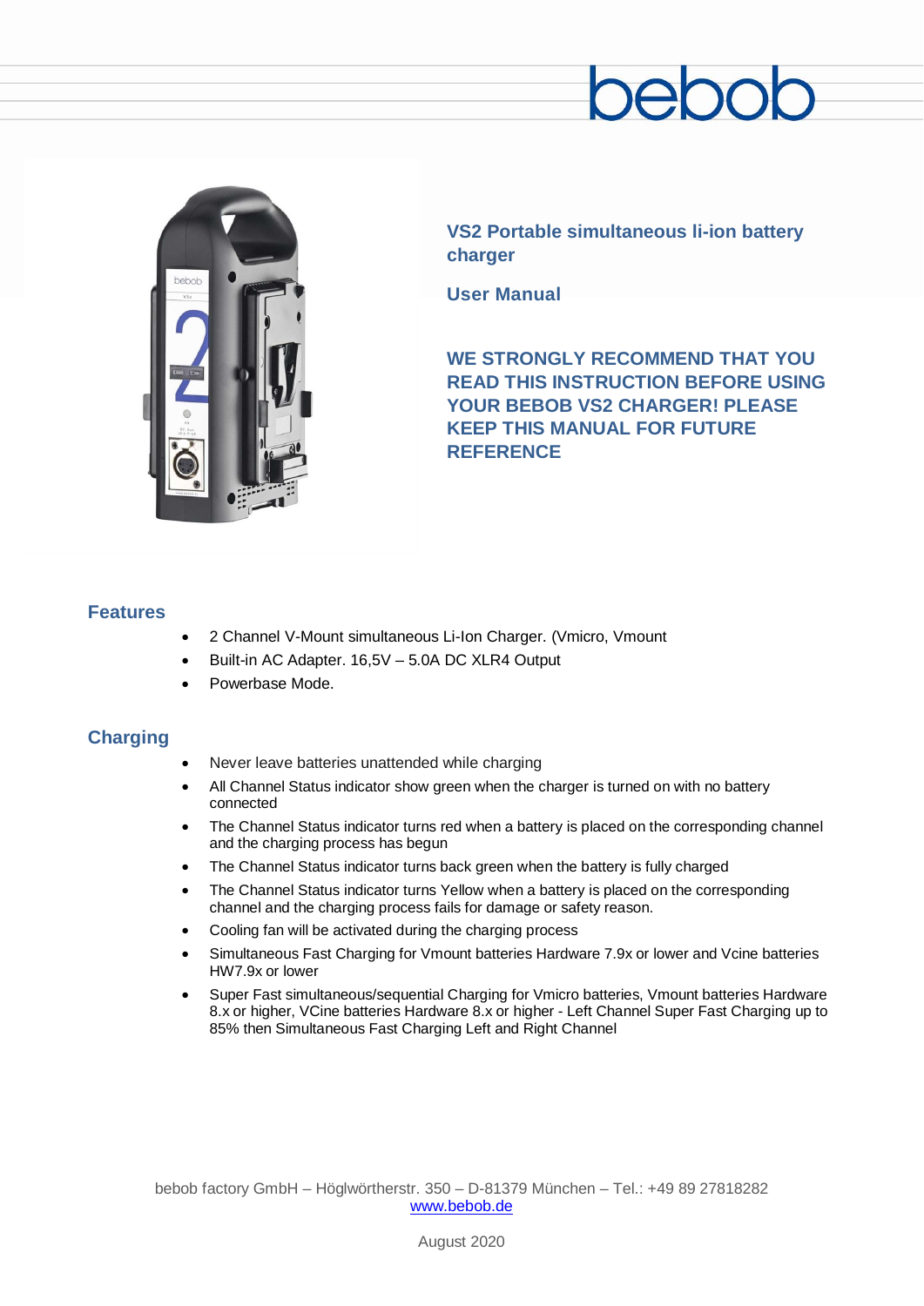bebob

## VS2 Portable simultaneous li-ion battery charger

## User Manual

**WE STRONGLY RECOMMEND THAT YOU READ THIS INSTRUCTION BEFORE USING YOUR BEBOB VS2 CHARGER! PLEASE KEEP THIS MANUAL FOR FUTURE REFERENCE**

## Features

- 2 Channel V-Mount simultaneous Li-Ion Charger. (Vmicro, Vmount
- Built-in AC Adapter. 16,5V – 5.0A DC XLR4 Output
- Powerbase Mode.

## Charging

- Never leave batteries unattended while charging
- All Channel Status indicator show green when the charger is turned on with no battery connected
- The Channel Status indicator turns red when a battery is placed on the corresponding channel and the charging process has begun
- The Channel Status indicator turns back green when the battery is fully charged
- The Channel Status indicator turns Yellow when a battery is placed on the corresponding channel and the charging process fails for damage or safety reason.
- Cooling fan will be activated during the charging process
- Simultaneous Fast Charging for Vmount batteries Hardware 7.9x or lower and Vcine batteries HW7.9x or lower
- Super Fast simultaneous/sequential Charging for Vmicro batteries, Vmount batteries Hardware 8.x or higher, VCine batteries Hardware 8.x or higher - Left Channel Super Fast Charging up to 85% then Simultaneous Fast Charging Left and Right Channel

bebob factory GmbH – Höglwörtherstr. 350 – D-81379 München – Tel.: +49 89 27818282
www.bebob.de

August 2020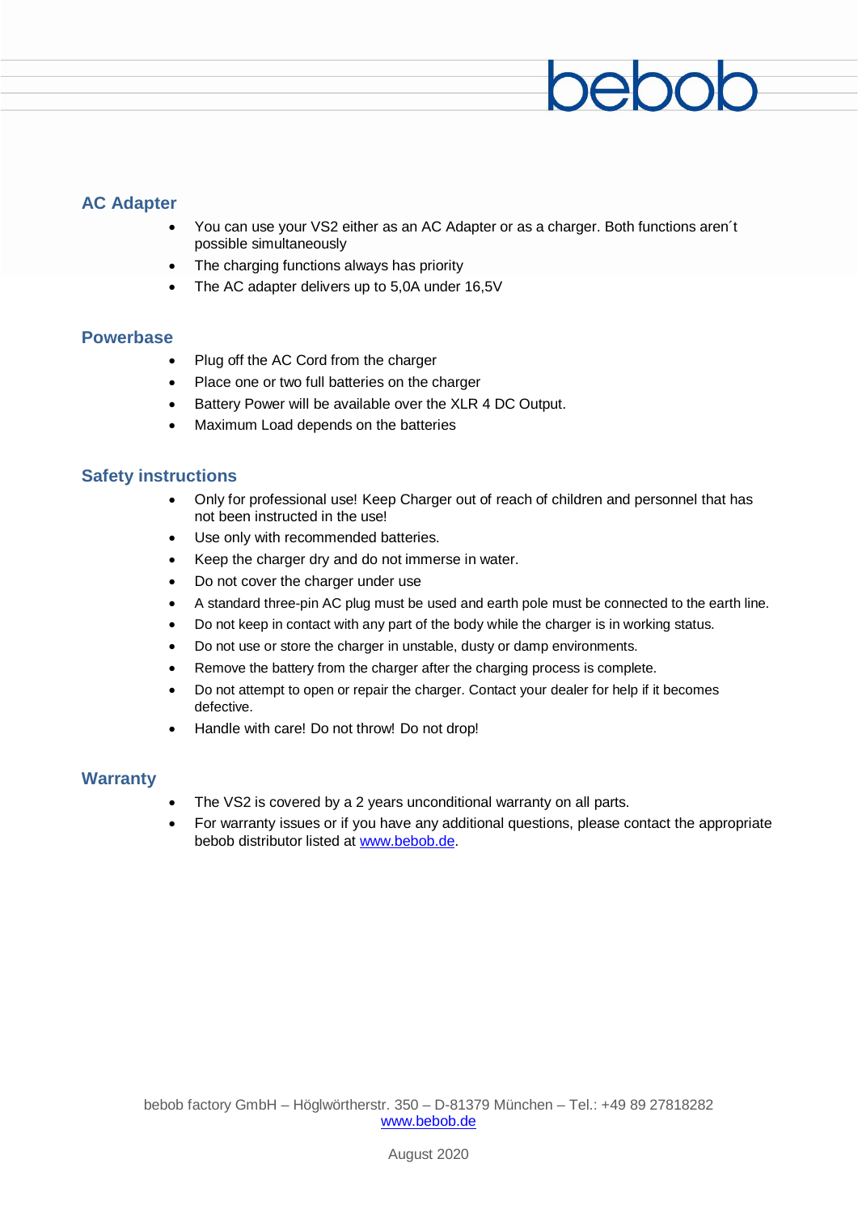## AC Adapter

- You can use your VS2 either as an AC Adapter or as a charger. Both functions aren´t possible simultaneously
- The charging functions always has priority
- The AC adapter delivers up to 5,0A under 16,5V

## Powerbase

- Plug off the AC Cord from the charger
- Place one or two full batteries on the charger
- Battery Power will be available over the XLR 4 DC Output.
- Maximum Load depends on the batteries

## Safety instructions

- Only for professional use! Keep Charger out of reach of children and personnel that has not been instructed in the use!
- Use only with recommended batteries.
- Keep the charger dry and do not immerse in water.
- Do not cover the charger under use
- A standard three-pin AC plug must be used and earth pole must be connected to the earth line.
- Do not keep in contact with any part of the body while the charger is in working status.
- Do not use or store the charger in unstable, dusty or damp environments.
- Remove the battery from the charger after the charging process is complete.
- Do not attempt to open or repair the charger. Contact your dealer for help if it becomes defective.
- Handle with care! Do not throw! Do not drop!

## Warranty

- The VS2 is covered by a 2 years unconditional warranty on all parts.
- For warranty issues or if you have any additional questions, please contact the appropriate bebob distributor listed at www.bebob.de.

bebob factory GmbH – Höglwörtherstr. 350 – D-81379 München – Tel.: +49 89 27818282
www.bebob.de

August 2020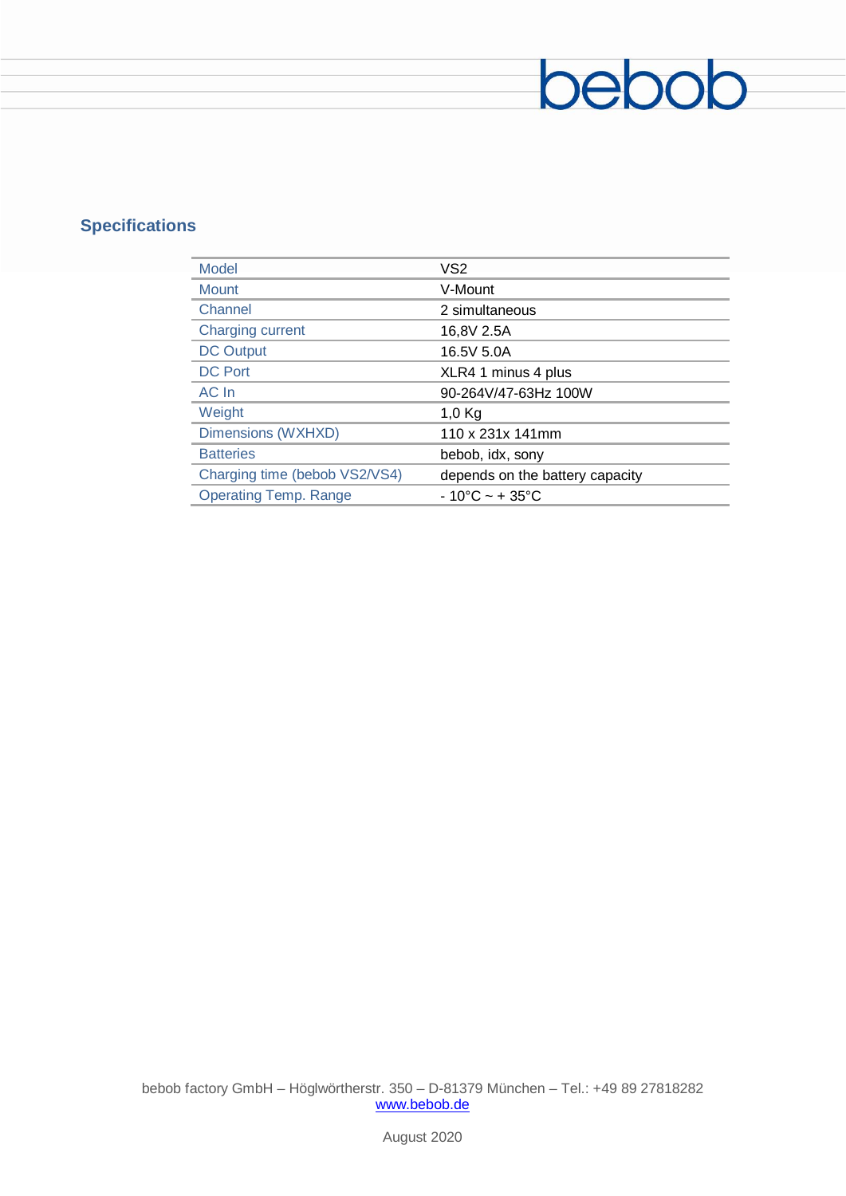## Specifications

| | |
|---|---|
| Model | VS2 |
| Mount | V-Mount |
| Channel | 2 simultaneous |
| Charging current | 16,8V 2.5A |
| DC Output | 16.5V 5.0A |
| DC Port | XLR4 1 minus 4 plus |
| AC In | 90-264V/47-63Hz 100W |
| Weight | 1,0 Kg |
| Dimensions (WXHXD) | 110 x 231x 141mm |
| Batteries | bebob, idx, sony |
| Charging time (bebob VS2/VS4) | depends on the battery capacity |
| Operating Temp. Range | - 10°C ~ + 35°C |

bebob factory GmbH – Höglwörtherstr. 350 – D-81379 München – Tel.: +49 89 27818282
www.bebob.de

August 2020